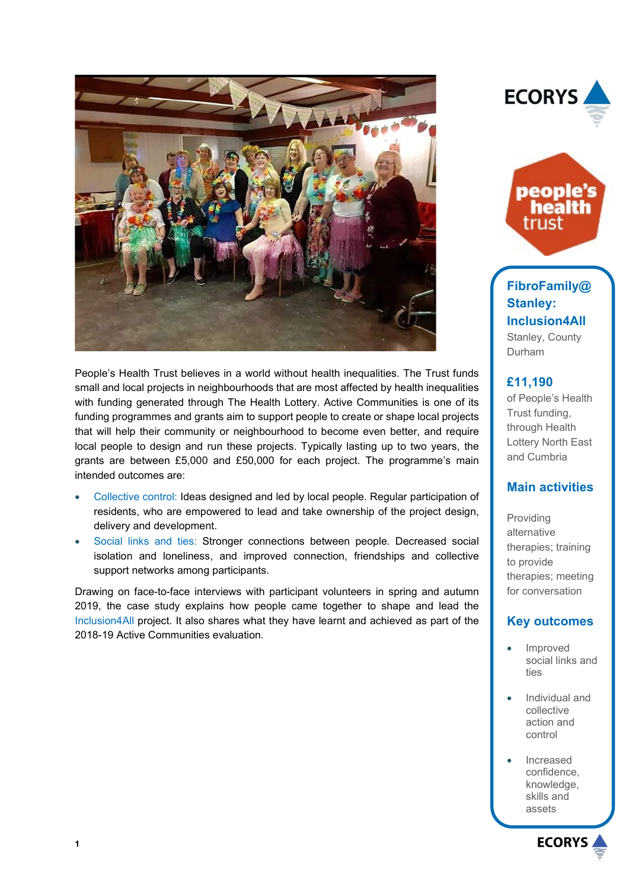## FibroFamily@Stanley: Inclusion4All

Stanley, County Durham

**£11,190**

of People's Health Trust funding, through Health Lottery North East and Cumbria

### Main activities

Providing alternative therapies; training to provide therapies; meeting for conversation

### Key outcomes

- Improved social links and ties
- Individual and collective action and control
- Increased confidence, knowledge, skills and assets

People's Health Trust believes in a world without health inequalities. The Trust funds small and local projects in neighbourhoods that are most affected by health inequalities with funding generated through The Health Lottery. Active Communities is one of its funding programmes and grants aim to support people to create or shape local projects that will help their community or neighbourhood to become even better, and require local people to design and run these projects. Typically lasting up to two years, the grants are between £5,000 and £50,000 for each project. The programme's main intended outcomes are:

- Collective control: Ideas designed and led by local people. Regular participation of residents, who are empowered to lead and take ownership of the project design, delivery and development.
- Social links and ties: Stronger connections between people. Decreased social isolation and loneliness, and improved connection, friendships and collective support networks among participants.

Drawing on face-to-face interviews with participant volunteers in spring and autumn 2019, the case study explains how people came together to shape and lead the Inclusion4All project. It also shares what they have learnt and achieved as part of the 2018-19 Active Communities evaluation.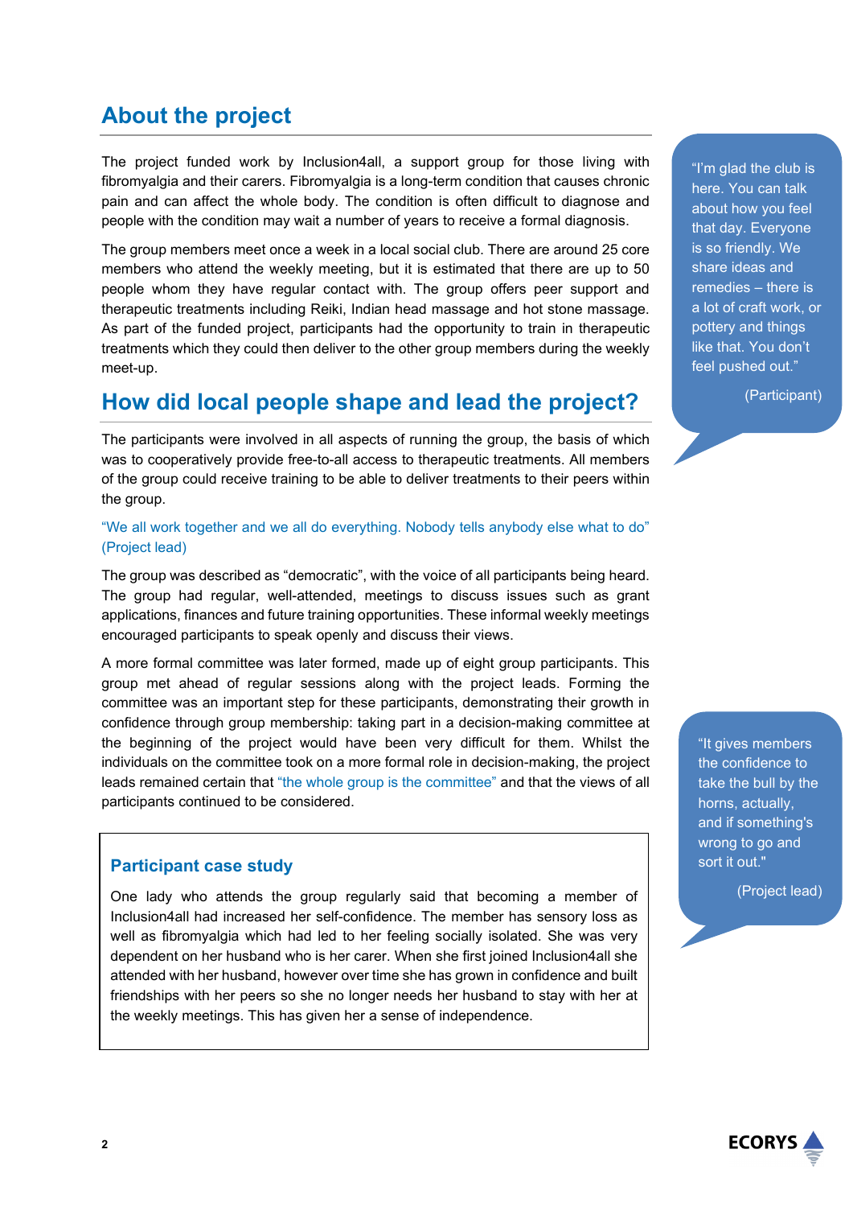## About the project

The project funded work by Inclusion4all, a support group for those living with fibromyalgia and their carers. Fibromyalgia is a long-term condition that causes chronic pain and can affect the whole body. The condition is often difficult to diagnose and people with the condition may wait a number of years to receive a formal diagnosis.

The group members meet once a week in a local social club. There are around 25 core members who attend the weekly meeting, but it is estimated that there are up to 50 people whom they have regular contact with. The group offers peer support and therapeutic treatments including Reiki, Indian head massage and hot stone massage. As part of the funded project, participants had the opportunity to train in therapeutic treatments which they could then deliver to the other group members during the weekly meet-up.

> "I'm glad the club is here. You can talk about how you feel that day. Everyone is so friendly. We share ideas and remedies – there is a lot of craft work, or pottery and things like that. You don't feel pushed out."
>
> (Participant)

## How did local people shape and lead the project?

The participants were involved in all aspects of running the group, the basis of which was to cooperatively provide free-to-all access to therapeutic treatments. All members of the group could receive training to be able to deliver treatments to their peers within the group.

"We all work together and we all do everything. Nobody tells anybody else what to do" (Project lead)

The group was described as "democratic", with the voice of all participants being heard. The group had regular, well-attended, meetings to discuss issues such as grant applications, finances and future training opportunities. These informal weekly meetings encouraged participants to speak openly and discuss their views.

A more formal committee was later formed, made up of eight group participants. This group met ahead of regular sessions along with the project leads. Forming the committee was an important step for these participants, demonstrating their growth in confidence through group membership: taking part in a decision-making committee at the beginning of the project would have been very difficult for them. Whilst the individuals on the committee took on a more formal role in decision-making, the project leads remained certain that "the whole group is the committee" and that the views of all participants continued to be considered.

> "It gives members the confidence to take the bull by the horns, actually, and if something's wrong to go and sort it out."
>
> (Project lead)

### Participant case study

One lady who attends the group regularly said that becoming a member of Inclusion4all had increased her self-confidence. The member has sensory loss as well as fibromyalgia which had led to her feeling socially isolated. She was very dependent on her husband who is her carer. When she first joined Inclusion4all she attended with her husband, however over time she has grown in confidence and built friendships with her peers so she no longer needs her husband to stay with her at the weekly meetings. This has given her a sense of independence.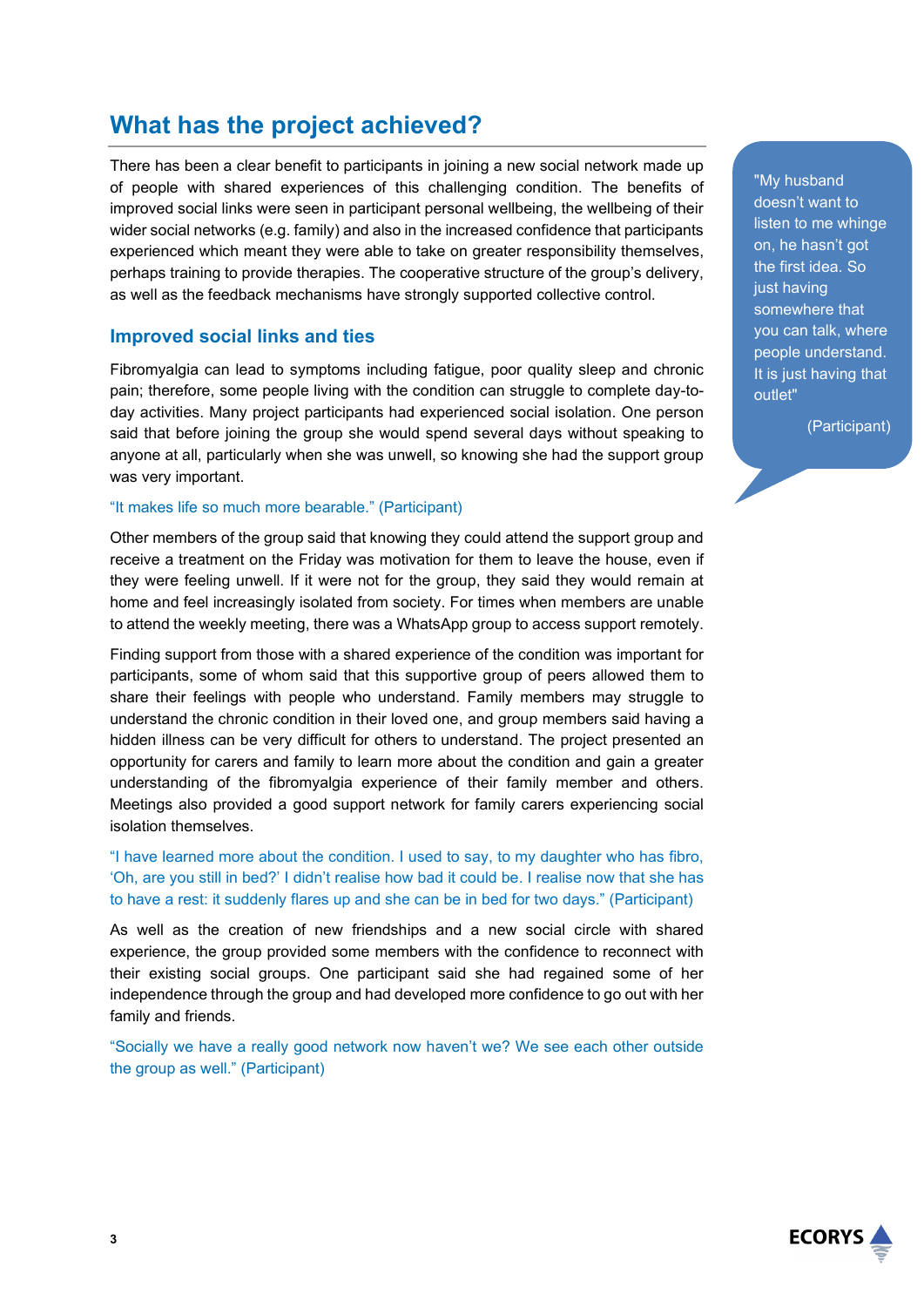# What has the project achieved?

There has been a clear benefit to participants in joining a new social network made up of people with shared experiences of this challenging condition. The benefits of improved social links were seen in participant personal wellbeing, the wellbeing of their wider social networks (e.g. family) and also in the increased confidence that participants experienced which meant they were able to take on greater responsibility themselves, perhaps training to provide therapies. The cooperative structure of the group's delivery, as well as the feedback mechanisms have strongly supported collective control.

> "My husband doesn't want to listen to me whinge on, he hasn't got the first idea. So just having somewhere that you can talk, where people understand. It is just having that outlet"
>
> (Participant)

## Improved social links and ties

Fibromyalgia can lead to symptoms including fatigue, poor quality sleep and chronic pain; therefore, some people living with the condition can struggle to complete day-to-day activities. Many project participants had experienced social isolation. One person said that before joining the group she would spend several days without speaking to anyone at all, particularly when she was unwell, so knowing she had the support group was very important.

"It makes life so much more bearable." (Participant)

Other members of the group said that knowing they could attend the support group and receive a treatment on the Friday was motivation for them to leave the house, even if they were feeling unwell. If it were not for the group, they said they would remain at home and feel increasingly isolated from society. For times when members are unable to attend the weekly meeting, there was a WhatsApp group to access support remotely.

Finding support from those with a shared experience of the condition was important for participants, some of whom said that this supportive group of peers allowed them to share their feelings with people who understand. Family members may struggle to understand the chronic condition in their loved one, and group members said having a hidden illness can be very difficult for others to understand. The project presented an opportunity for carers and family to learn more about the condition and gain a greater understanding of the fibromyalgia experience of their family member and others. Meetings also provided a good support network for family carers experiencing social isolation themselves.

"I have learned more about the condition. I used to say, to my daughter who has fibro, 'Oh, are you still in bed?' I didn't realise how bad it could be. I realise now that she has to have a rest: it suddenly flares up and she can be in bed for two days." (Participant)

As well as the creation of new friendships and a new social circle with shared experience, the group provided some members with the confidence to reconnect with their existing social groups. One participant said she had regained some of her independence through the group and had developed more confidence to go out with her family and friends.

"Socially we have a really good network now haven't we? We see each other outside the group as well." (Participant)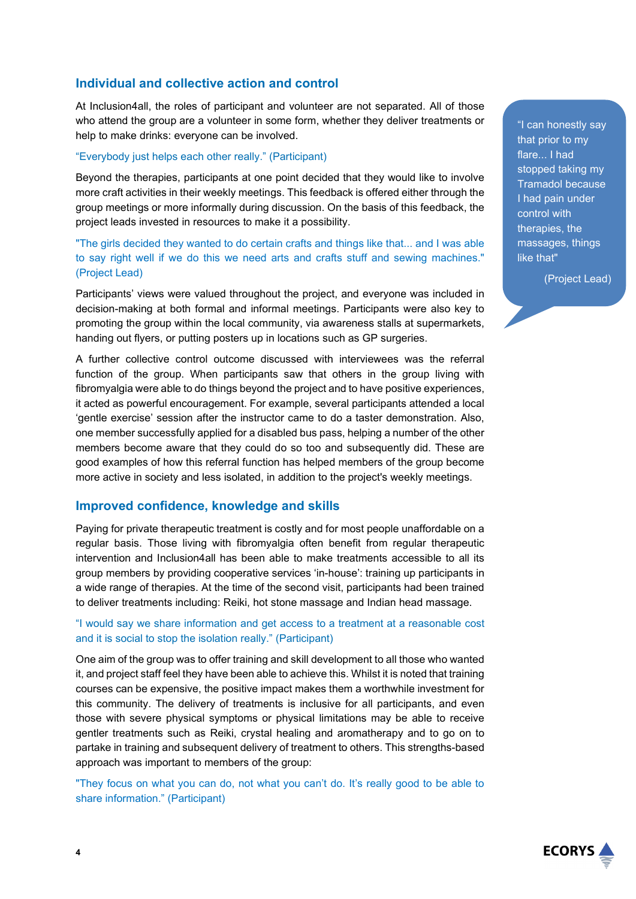## Individual and collective action and control

At Inclusion4all, the roles of participant and volunteer are not separated. All of those who attend the group are a volunteer in some form, whether they deliver treatments or help to make drinks: everyone can be involved.

"Everybody just helps each other really." (Participant)

Beyond the therapies, participants at one point decided that they would like to involve more craft activities in their weekly meetings. This feedback is offered either through the group meetings or more informally during discussion. On the basis of this feedback, the project leads invested in resources to make it a possibility.

"The girls decided they wanted to do certain crafts and things like that... and I was able to say right well if we do this we need arts and crafts stuff and sewing machines." (Project Lead)

Participants' views were valued throughout the project, and everyone was included in decision-making at both formal and informal meetings. Participants were also key to promoting the group within the local community, via awareness stalls at supermarkets, handing out flyers, or putting posters up in locations such as GP surgeries.

A further collective control outcome discussed with interviewees was the referral function of the group. When participants saw that others in the group living with fibromyalgia were able to do things beyond the project and to have positive experiences, it acted as powerful encouragement. For example, several participants attended a local 'gentle exercise' session after the instructor came to do a taster demonstration. Also, one member successfully applied for a disabled bus pass, helping a number of the other members become aware that they could do so too and subsequently did. These are good examples of how this referral function has helped members of the group become more active in society and less isolated, in addition to the project's weekly meetings.

> "I can honestly say that prior to my flare... I had stopped taking my Tramadol because I had pain under control with therapies, the massages, things like that"
>
> (Project Lead)

## Improved confidence, knowledge and skills

Paying for private therapeutic treatment is costly and for most people unaffordable on a regular basis. Those living with fibromyalgia often benefit from regular therapeutic intervention and Inclusion4all has been able to make treatments accessible to all its group members by providing cooperative services 'in-house': training up participants in a wide range of therapies. At the time of the second visit, participants had been trained to deliver treatments including: Reiki, hot stone massage and Indian head massage.

"I would say we share information and get access to a treatment at a reasonable cost and it is social to stop the isolation really." (Participant)

One aim of the group was to offer training and skill development to all those who wanted it, and project staff feel they have been able to achieve this. Whilst it is noted that training courses can be expensive, the positive impact makes them a worthwhile investment for this community. The delivery of treatments is inclusive for all participants, and even those with severe physical symptoms or physical limitations may be able to receive gentler treatments such as Reiki, crystal healing and aromatherapy and to go on to partake in training and subsequent delivery of treatment to others. This strengths-based approach was important to members of the group:

"They focus on what you can do, not what you can't do. It's really good to be able to share information." (Participant)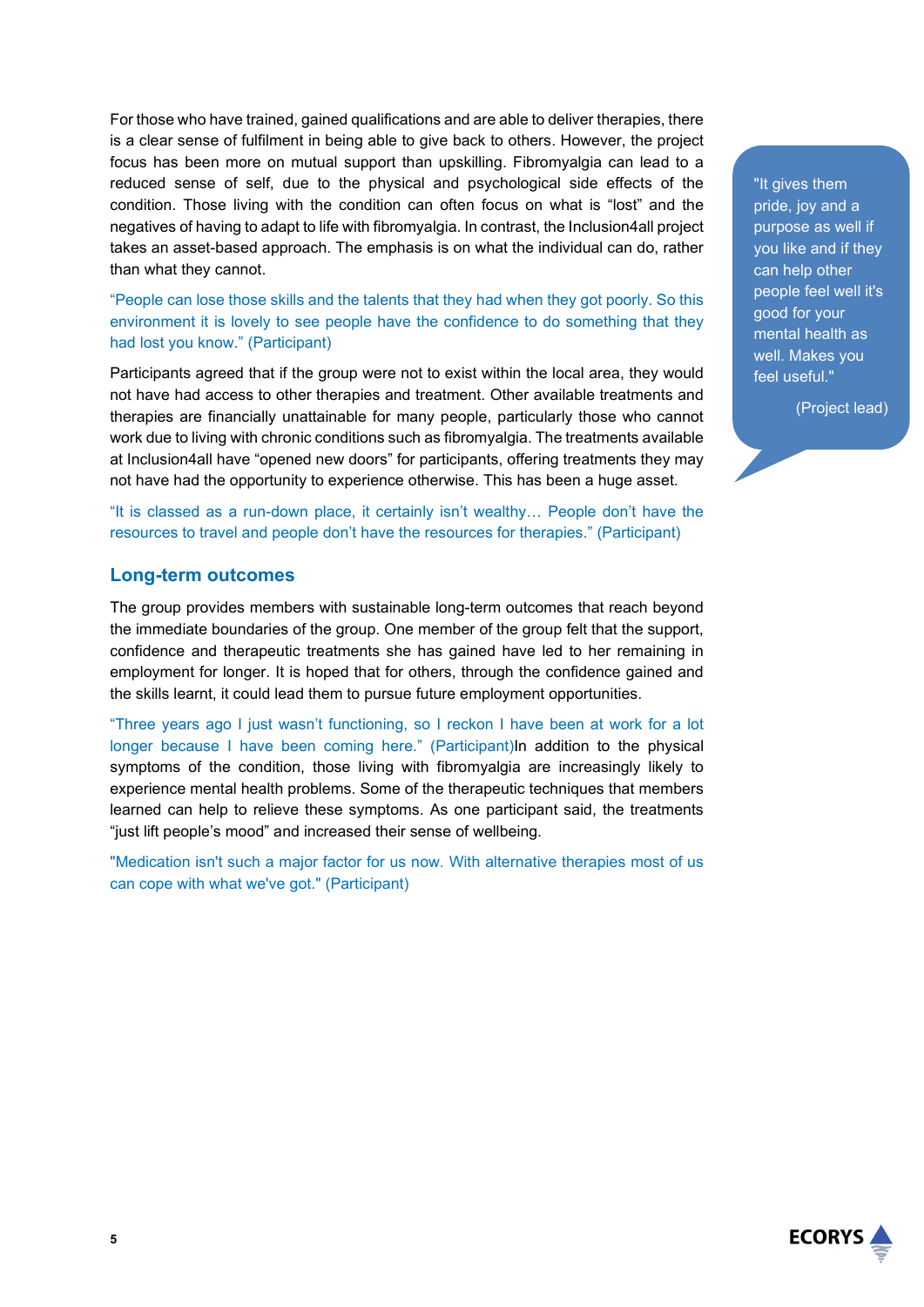For those who have trained, gained qualifications and are able to deliver therapies, there is a clear sense of fulfilment in being able to give back to others. However, the project focus has been more on mutual support than upskilling. Fibromyalgia can lead to a reduced sense of self, due to the physical and psychological side effects of the condition. Those living with the condition can often focus on what is "lost" and the negatives of having to adapt to life with fibromyalgia. In contrast, the Inclusion4all project takes an asset-based approach. The emphasis is on what the individual can do, rather than what they cannot.

"People can lose those skills and the talents that they had when they got poorly. So this environment it is lovely to see people have the confidence to do something that they had lost you know." (Participant)

> "It gives them pride, joy and a purpose as well if you like and if they can help other people feel well it's good for your mental health as well. Makes you feel useful."
>
> (Project lead)

Participants agreed that if the group were not to exist within the local area, they would not have had access to other therapies and treatment. Other available treatments and therapies are financially unattainable for many people, particularly those who cannot work due to living with chronic conditions such as fibromyalgia. The treatments available at Inclusion4all have "opened new doors" for participants, offering treatments they may not have had the opportunity to experience otherwise. This has been a huge asset.

"It is classed as a run-down place, it certainly isn't wealthy… People don't have the resources to travel and people don't have the resources for therapies." (Participant)

## Long-term outcomes

The group provides members with sustainable long-term outcomes that reach beyond the immediate boundaries of the group. One member of the group felt that the support, confidence and therapeutic treatments she has gained have led to her remaining in employment for longer. It is hoped that for others, through the confidence gained and the skills learnt, it could lead them to pursue future employment opportunities.

"Three years ago I just wasn't functioning, so I reckon I have been at work for a lot longer because I have been coming here." (Participant)

In addition to the physical symptoms of the condition, those living with fibromyalgia are increasingly likely to experience mental health problems. Some of the therapeutic techniques that members learned can help to relieve these symptoms. As one participant said, the treatments "just lift people's mood" and increased their sense of wellbeing.

"Medication isn't such a major factor for us now. With alternative therapies most of us can cope with what we've got." (Participant)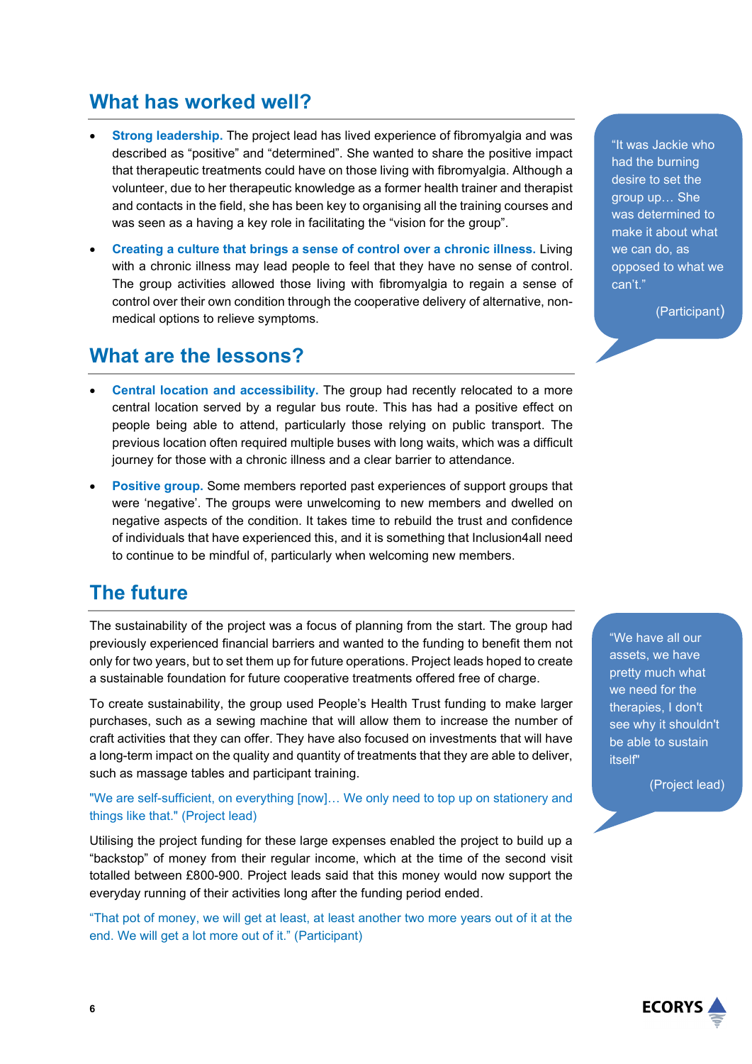## What has worked well?

- **Strong leadership.** The project lead has lived experience of fibromyalgia and was described as "positive" and "determined". She wanted to share the positive impact that therapeutic treatments could have on those living with fibromyalgia. Although a volunteer, due to her therapeutic knowledge as a former health trainer and therapist and contacts in the field, she has been key to organising all the training courses and was seen as a having a key role in facilitating the "vision for the group".
- **Creating a culture that brings a sense of control over a chronic illness.** Living with a chronic illness may lead people to feel that they have no sense of control. The group activities allowed those living with fibromyalgia to regain a sense of control over their own condition through the cooperative delivery of alternative, non-medical options to relieve symptoms.

> "It was Jackie who had the burning desire to set the group up… She was determined to make it about what we can do, as opposed to what we can't."
>
> (Participant)

## What are the lessons?

- **Central location and accessibility.** The group had recently relocated to a more central location served by a regular bus route. This has had a positive effect on people being able to attend, particularly those relying on public transport. The previous location often required multiple buses with long waits, which was a difficult journey for those with a chronic illness and a clear barrier to attendance.
- **Positive group.** Some members reported past experiences of support groups that were 'negative'. The groups were unwelcoming to new members and dwelled on negative aspects of the condition. It takes time to rebuild the trust and confidence of individuals that have experienced this, and it is something that Inclusion4all need to continue to be mindful of, particularly when welcoming new members.

## The future

The sustainability of the project was a focus of planning from the start. The group had previously experienced financial barriers and wanted to the funding to benefit them not only for two years, but to set them up for future operations. Project leads hoped to create a sustainable foundation for future cooperative treatments offered free of charge.

To create sustainability, the group used People's Health Trust funding to make larger purchases, such as a sewing machine that will allow them to increase the number of craft activities that they can offer. They have also focused on investments that will have a long-term impact on the quality and quantity of treatments that they are able to deliver, such as massage tables and participant training.

"We are self-sufficient, on everything [now]… We only need to top up on stationery and things like that." (Project lead)

Utilising the project funding for these large expenses enabled the project to build up a "backstop" of money from their regular income, which at the time of the second visit totalled between £800-900. Project leads said that this money would now support the everyday running of their activities long after the funding period ended.

"That pot of money, we will get at least, at least another two more years out of it at the end. We will get a lot more out of it." (Participant)

> "We have all our assets, we have pretty much what we need for the therapies, I don't see why it shouldn't be able to sustain itself"
>
> (Project lead)